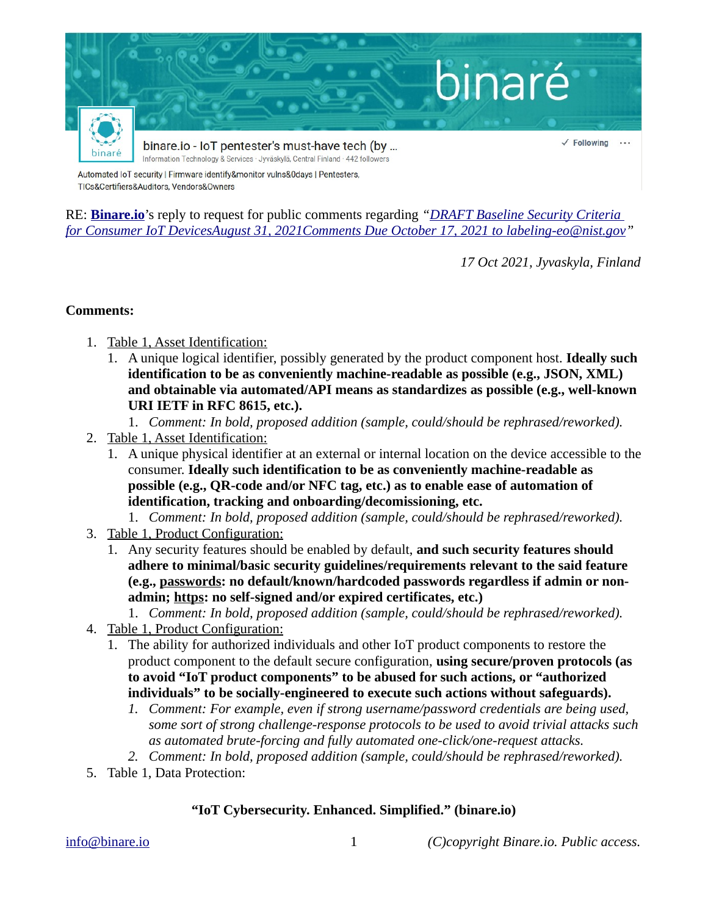binaré

binare.io - IoT pentester's must-have tech (by ...

Information Technology & Services · Jyväskylä, Central Finland · 442 followers

✓ Following ···

Automated IoT security | Firmware identify&monitor vulns&0days | Pentesters, TICs&Certifiers&Auditors, Vendors&Owners

RE: **Binare.io**'s reply to request for public comments regarding *"DRAFT Baseline Security Criteria for Consumer IoT DevicesAugust 31, 2021Comments Due October 17, 2021 to labeling-eo@nist.gov"*

*17 Oct 2021, Jyvaskyla, Finland*

**Comments:**

1. Table 1, Asset Identification:
   1. A unique logical identifier, possibly generated by the product component host. **Ideally such identification to be as conveniently machine-readable as possible (e.g., JSON, XML) and obtainable via automated/API means as standardizes as possible (e.g., well-known URI IETF in RFC 8615, etc.).**
      1. *Comment: In bold, proposed addition (sample, could/should be rephrased/reworked).*
2. Table 1, Asset Identification:
   1. A unique physical identifier at an external or internal location on the device accessible to the consumer. **Ideally such identification to be as conveniently machine-readable as possible (e.g., QR-code and/or NFC tag, etc.) as to enable ease of automation of identification, tracking and onboarding/decomissioning, etc.**
      1. *Comment: In bold, proposed addition (sample, could/should be rephrased/reworked).*
3. Table 1, Product Configuration:
   1. Any security features should be enabled by default, **and such security features should adhere to minimal/basic security guidelines/requirements relevant to the said feature (e.g., passwords: no default/known/hardcoded passwords regardless if admin or non-admin; https: no self-signed and/or expired certificates, etc.)**
      1. *Comment: In bold, proposed addition (sample, could/should be rephrased/reworked).*
4. Table 1, Product Configuration:
   1. The ability for authorized individuals and other IoT product components to restore the product component to the default secure configuration, **using secure/proven protocols (as to avoid "IoT product components" to be abused for such actions, or "authorized individuals" to be socially-engineered to execute such actions without safeguards).**
      1. *Comment: For example, even if strong username/password credentials are being used, some sort of strong challenge-response protocols to be used to avoid trivial attacks such as automated brute-forcing and fully automated one-click/one-request attacks.*
      2. *Comment: In bold, proposed addition (sample, could/should be rephrased/reworked).*
5. Table 1, Data Protection:

**"IoT Cybersecurity. Enhanced. Simplified." (binare.io)**

info@binare.io *(C)copyright Binare.io. Public access.*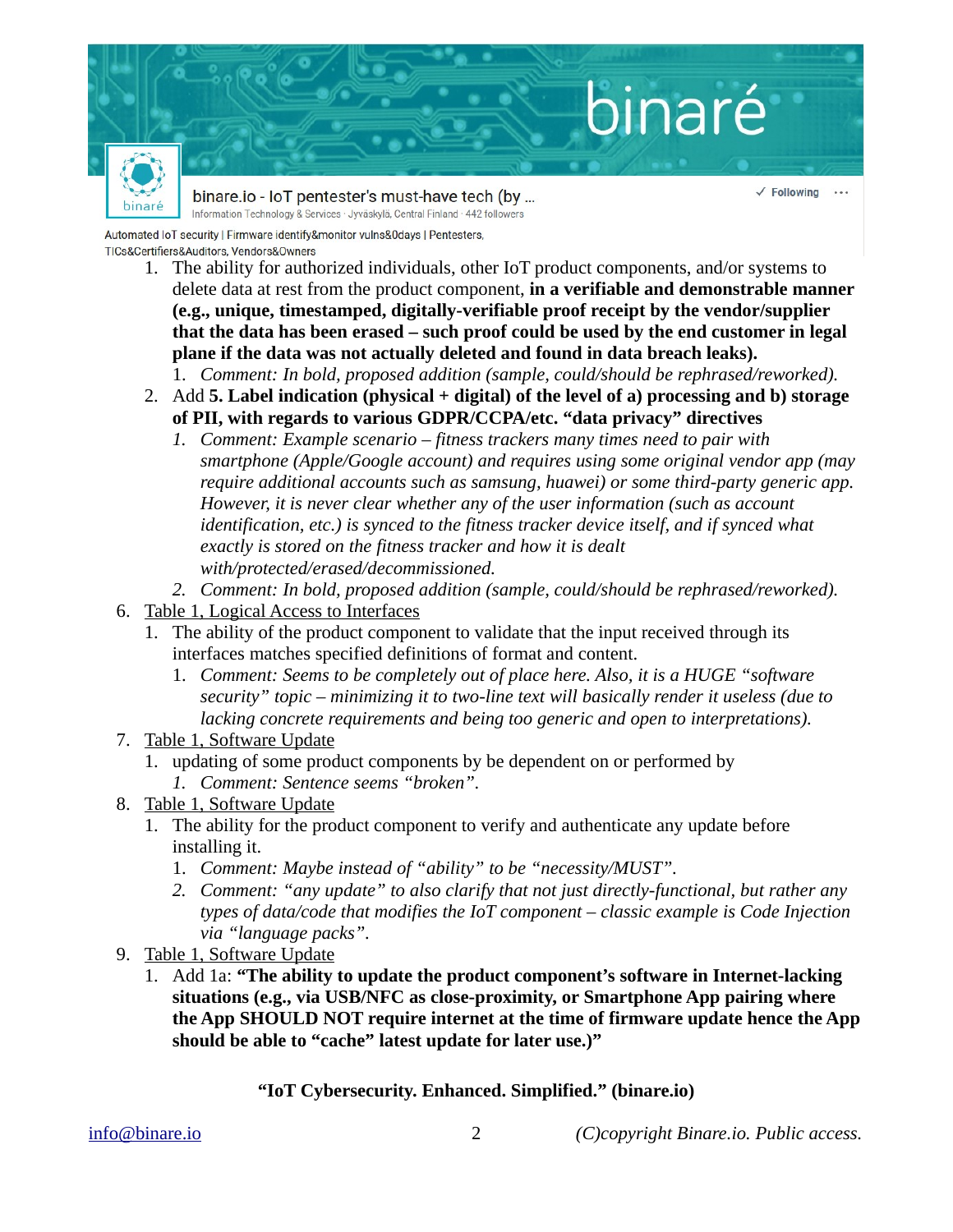1. The ability for authorized individuals, other IoT product components, and/or systems to delete data at rest from the product component, **in a verifiable and demonstrable manner (e.g., unique, timestamped, digitally-verifiable proof receipt by the vendor/supplier that the data has been erased – such proof could be used by the end customer in legal plane if the data was not actually deleted and found in data breach leaks).**
    1. *Comment: In bold, proposed addition (sample, could/should be rephrased/reworked).*
2. Add **5. Label indication (physical + digital) of the level of a) processing and b) storage of PII, with regards to various GDPR/CCPA/etc. "data privacy" directives**
    1. *Comment: Example scenario – fitness trackers many times need to pair with smartphone (Apple/Google account) and requires using some original vendor app (may require additional accounts such as samsung, huawei) or some third-party generic app. However, it is never clear whether any of the user information (such as account identification, etc.) is synced to the fitness tracker device itself, and if synced what exactly is stored on the fitness tracker and how it is dealt with/protected/erased/decommissioned.*
    2. *Comment: In bold, proposed addition (sample, could/should be rephrased/reworked).*

6. Table 1, Logical Access to Interfaces
    1. The ability of the product component to validate that the input received through its interfaces matches specified definitions of format and content.
        1. *Comment: Seems to be completely out of place here. Also, it is a HUGE "software security" topic – minimizing it to two-line text will basically render it useless (due to lacking concrete requirements and being too generic and open to interpretations).*
7. Table 1, Software Update
    1. updating of some product components by be dependent on or performed by
        1. *Comment: Sentence seems "broken".*
8. Table 1, Software Update
    1. The ability for the product component to verify and authenticate any update before installing it.
        1. *Comment: Maybe instead of "ability" to be "necessity/MUST".*
        2. *Comment: "any update" to also clarify that not just directly-functional, but rather any types of data/code that modifies the IoT component – classic example is Code Injection via "language packs".*
9. Table 1, Software Update
    1. Add 1a: **"The ability to update the product component's software in Internet-lacking situations (e.g., via USB/NFC as close-proximity, or Smartphone App pairing where the App SHOULD NOT require internet at the time of firmware update hence the App should be able to "cache" latest update for later use.)"**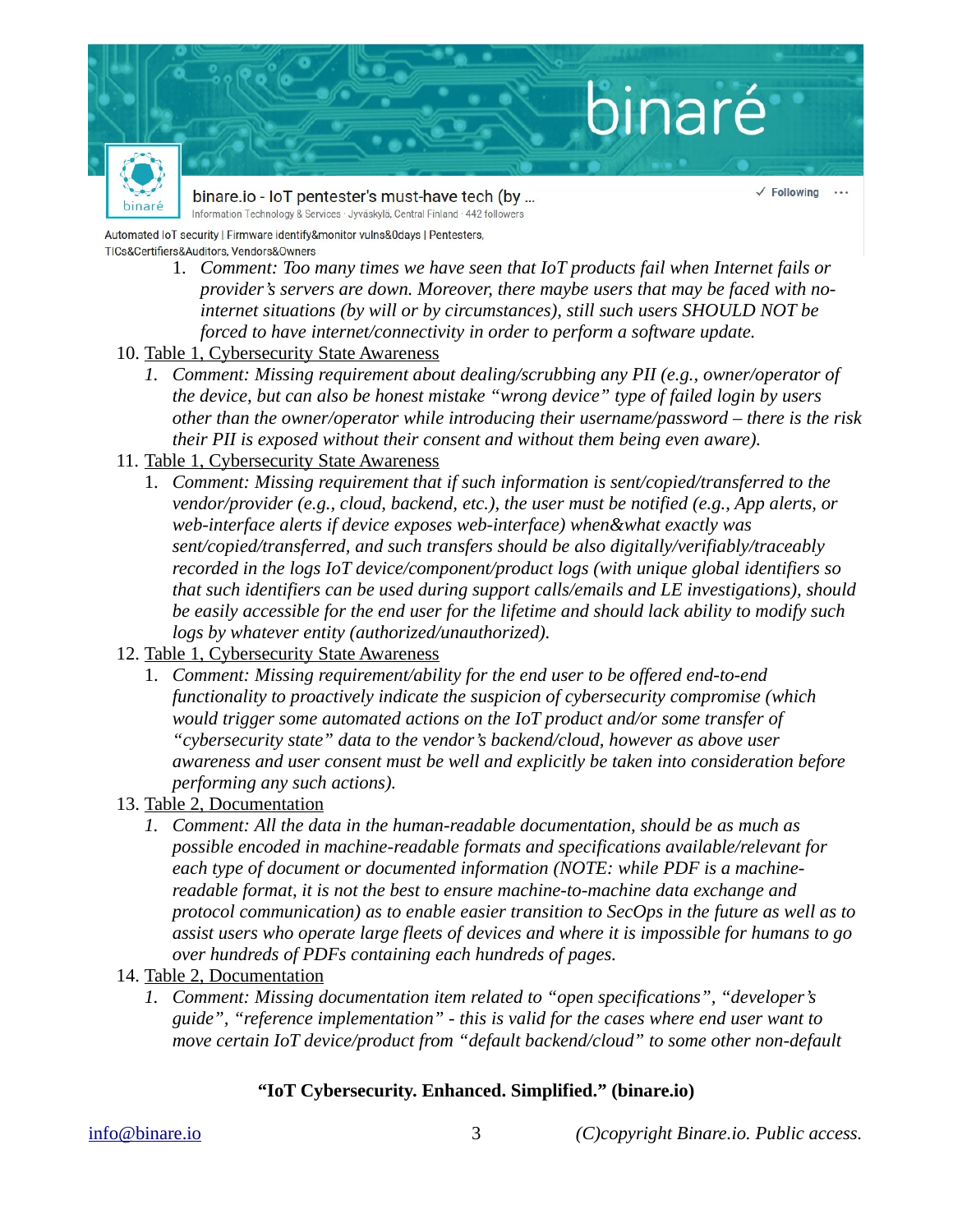1. *Comment: Too many times we have seen that IoT products fail when Internet fails or provider's servers are down. Moreover, there maybe users that may be faced with no-internet situations (by will or by circumstances), still such users SHOULD NOT be forced to have internet/connectivity in order to perform a software update.*

10. Table 1, Cybersecurity State Awareness
    1. *Comment: Missing requirement about dealing/scrubbing any PII (e.g., owner/operator of the device, but can also be honest mistake "wrong device" type of failed login by users other than the owner/operator while introducing their username/password – there is the risk their PII is exposed without their consent and without them being even aware).*
11. Table 1, Cybersecurity State Awareness
    1. *Comment: Missing requirement that if such information is sent/copied/transferred to the vendor/provider (e.g., cloud, backend, etc.), the user must be notified (e.g., App alerts, or web-interface alerts if device exposes web-interface) when&what exactly was sent/copied/transferred, and such transfers should be also digitally/verifiably/traceably recorded in the logs IoT device/component/product logs (with unique global identifiers so that such identifiers can be used during support calls/emails and LE investigations), should be easily accessible for the end user for the lifetime and should lack ability to modify such logs by whatever entity (authorized/unauthorized).*
12. Table 1, Cybersecurity State Awareness
    1. *Comment: Missing requirement/ability for the end user to be offered end-to-end functionality to proactively indicate the suspicion of cybersecurity compromise (which would trigger some automated actions on the IoT product and/or some transfer of "cybersecurity state" data to the vendor's backend/cloud, however as above user awareness and user consent must be well and explicitly be taken into consideration before performing any such actions).*
13. Table 2, Documentation
    1. *Comment: All the data in the human-readable documentation, should be as much as possible encoded in machine-readable formats and specifications available/relevant for each type of document or documented information (NOTE: while PDF is a machine-readable format, it is not the best to ensure machine-to-machine data exchange and protocol communication) as to enable easier transition to SecOps in the future as well as to assist users who operate large fleets of devices and where it is impossible for humans to go over hundreds of PDFs containing each hundreds of pages.*
14. Table 2, Documentation
    1. *Comment: Missing documentation item related to "open specifications", "developer's guide", "reference implementation" - this is valid for the cases where end user want to move certain IoT device/product from "default backend/cloud" to some other non-default*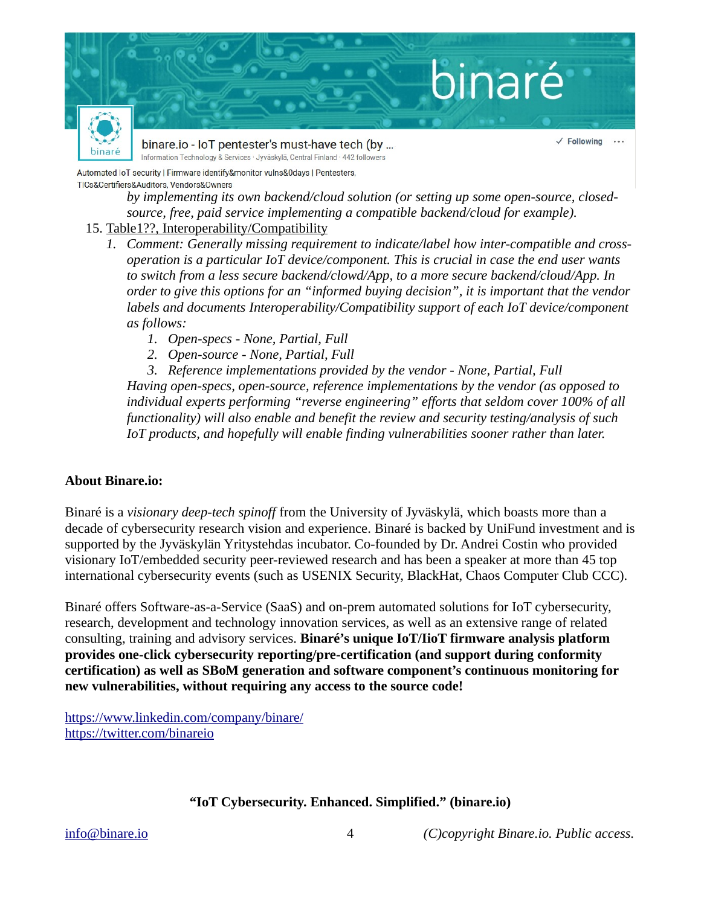*by implementing its own backend/cloud solution (or setting up some open-source, closed-source, free, paid service implementing a compatible backend/cloud for example).*

15. Table1??, Interoperability/Compatibility
    1. *Comment: Generally missing requirement to indicate/label how inter-compatible and cross-operation is a particular IoT device/component. This is crucial in case the end user wants to switch from a less secure backend/clowd/App, to a more secure backend/cloud/App. In order to give this options for an "informed buying decision", it is important that the vendor labels and documents Interoperability/Compatibility support of each IoT device/component as follows:*
        1. *Open-specs - None, Partial, Full*
        2. *Open-source - None, Partial, Full*
        3. *Reference implementations provided by the vendor - None, Partial, Full*

       *Having open-specs, open-source, reference implementations by the vendor (as opposed to individual experts performing "reverse engineering" efforts that seldom cover 100% of all functionality) will also enable and benefit the review and security testing/analysis of such IoT products, and hopefully will enable finding vulnerabilities sooner rather than later.*

**About Binare.io:**

Binaré is a *visionary deep-tech spinoff* from the University of Jyväskylä, which boasts more than a decade of cybersecurity research vision and experience. Binaré is backed by UniFund investment and is supported by the Jyväskylän Yritystehdas incubator. Co-founded by Dr. Andrei Costin who provided visionary IoT/embedded security peer-reviewed research and has been a speaker at more than 45 top international cybersecurity events (such as USENIX Security, BlackHat, Chaos Computer Club CCC).

Binaré offers Software-as-a-Service (SaaS) and on-prem automated solutions for IoT cybersecurity, research, development and technology innovation services, as well as an extensive range of related consulting, training and advisory services. **Binaré's unique IoT/IioT firmware analysis platform provides one-click cybersecurity reporting/pre-certification (and support during conformity certification) as well as SBoM generation and software component's continuous monitoring for new vulnerabilities, without requiring any access to the source code!**

https://www.linkedin.com/company/binare/
https://twitter.com/binareio

**"IoT Cybersecurity. Enhanced. Simplified." (binare.io)**